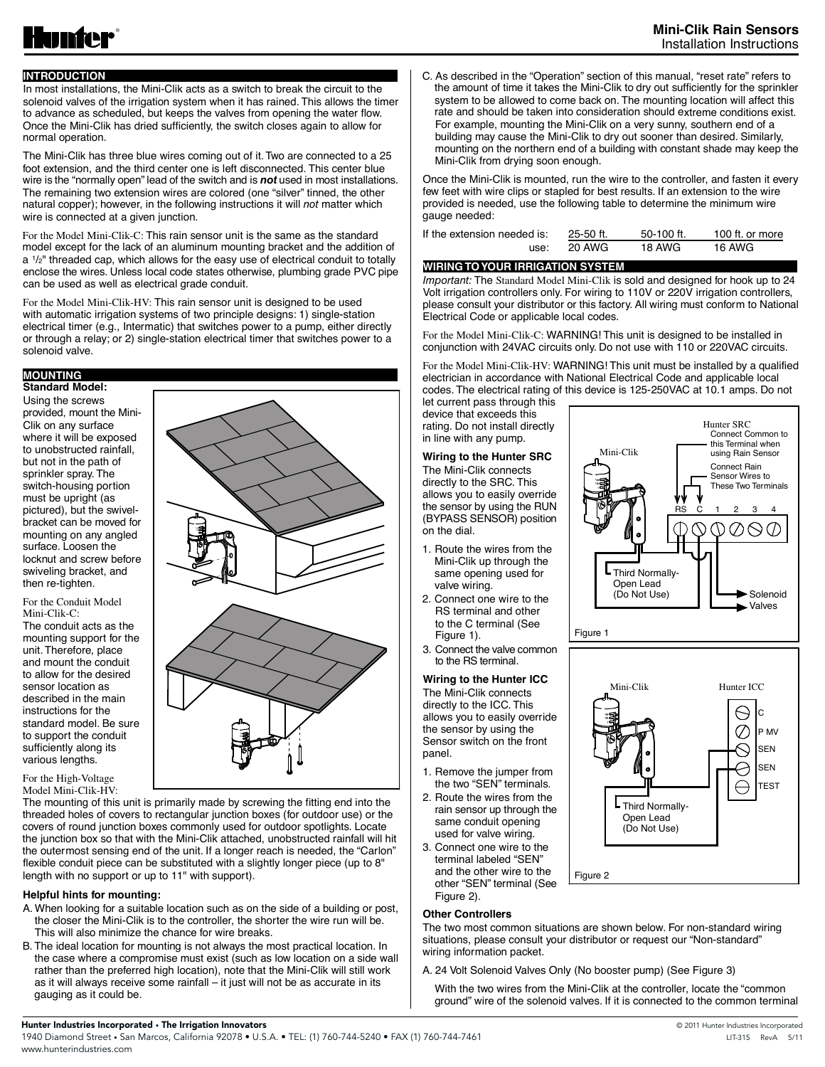# Mini-Clik Rain Sensors
Installation Instructions

## INTRODUCTION

In most installations, the Mini-Clik acts as a switch to break the circuit to the solenoid valves of the irrigation system when it has rained. This allows the timer to advance as scheduled, but keeps the valves from opening the water flow. Once the Mini-Clik has dried sufficiently, the switch closes again to allow for normal operation.

The Mini-Clik has three blue wires coming out of it. Two are connected to a 25 foot extension, and the third center one is left disconnected. This center blue wire is the "normally open" lead of the switch and is ***not*** used in most installations. The remaining two extension wires are colored (one "silver" tinned, the other natural copper); however, in the following instructions it will *not* matter which wire is connected at a given junction.

For the Model Mini-Clik-C: This rain sensor unit is the same as the standard model except for the lack of an aluminum mounting bracket and the addition of a 1/2" threaded cap, which allows for the easy use of electrical conduit to totally enclose the wires. Unless local code states otherwise, plumbing grade PVC pipe can be used as well as electrical grade conduit.

For the Model Mini-Clik-HV: This rain sensor unit is designed to be used with automatic irrigation systems of two principle designs: 1) single-station electrical timer (e.g., Intermatic) that switches power to a pump, either directly or through a relay; or 2) single-station electrical timer that switches power to a solenoid valve.

## MOUNTING

**Standard Model:**

Using the screws provided, mount the Mini-Clik on any surface where it will be exposed to unobstructed rainfall, but not in the path of sprinkler spray. The switch-housing portion must be upright (as pictured), but the swivel-bracket can be moved for mounting on any angled surface. Loosen the locknut and screw before swiveling bracket, and then re-tighten.

For the Conduit Model Mini-Clik-C:

The conduit acts as the mounting support for the unit. Therefore, place and mount the conduit to allow for the desired sensor location as described in the main instructions for the standard model. Be sure to support the conduit sufficiently along its various lengths.

For the High-Voltage Model Mini-Clik-HV:

The mounting of this unit is primarily made by screwing the fitting end into the threaded holes of covers to rectangular junction boxes (for outdoor use) or the covers of round junction boxes commonly used for outdoor spotlights. Locate the junction box so that with the Mini-Clik attached, unobstructed rainfall will hit the outermost sensing end of the unit. If a longer reach is needed, the "Carlon" flexible conduit piece can be substituted with a slightly longer piece (up to 8" length with no support or up to 11" with support).

### Helpful hints for mounting:

A. When looking for a suitable location such as on the side of a building or post, the closer the Mini-Clik is to the controller, the shorter the wire run will be. This will also minimize the chance for wire breaks.

B. The ideal location for mounting is not always the most practical location. In the case where a compromise must exist (such as low location on a side wall rather than the preferred high location), note that the Mini-Clik will still work as it will always receive some rainfall – it just will not be as accurate in its gauging as it could be.

C. As described in the "Operation" section of this manual, "reset rate" refers to the amount of time it takes the Mini-Clik to dry out sufficiently for the sprinkler system to be allowed to come back on. The mounting location will affect this rate and should be taken into consideration should extreme conditions exist. For example, mounting the Mini-Clik on a very sunny, southern end of a building may cause the Mini-Clik to dry out sooner than desired. Similarly, mounting on the northern end of a building with constant shade may keep the Mini-Clik from drying soon enough.

Once the Mini-Clik is mounted, run the wire to the controller, and fasten it every few feet with wire clips or stapled for best results. If an extension to the wire provided is needed, use the following table to determine the minimum wire gauge needed:

| | | | |
|---|---|---|---|
| If the extension needed is: | 25-50 ft. | 50-100 ft. | 100 ft. or more |
| use: | 20 AWG | 18 AWG | 16 AWG |

## WIRING TO YOUR IRRIGATION SYSTEM

*Important:* The Standard Model Mini-Clik is sold and designed for hook up to 24 Volt irrigation controllers only. For wiring to 110V or 220V irrigation controllers, please consult your distributor or this factory. All wiring must conform to National Electrical Code or applicable local codes.

For the Model Mini-Clik-C: WARNING! This unit is designed to be installed in conjunction with 24VAC circuits only. Do not use with 110 or 220VAC circuits.

For the Model Mini-Clik-HV: WARNING! This unit must be installed by a qualified electrician in accordance with National Electrical Code and applicable local codes. The electrical rating of this device is 125-250VAC at 10.1 amps. Do not let current pass through this device that exceeds this rating. Do not install directly in line with any pump.

### Wiring to the Hunter SRC

The Mini-Clik connects directly to the SRC. This allows you to easily override the sensor by using the RUN (BYPASS SENSOR) position on the dial.

1. Route the wires from the Mini-Clik up through the same opening used for valve wiring.
2. Connect one wire to the RS terminal and other to the C terminal (See Figure 1).
3. Connect the valve common to the RS terminal.

Mini-Clik
Hunter SRC
Connect Common to this Terminal when using Rain Sensor
Connect Rain Sensor Wires to These Two Terminals
RS C 1 2 3 4
Third Normally-Open Lead (Do Not Use)
Solenoid Valves

Figure 1

### Wiring to the Hunter ICC

The Mini-Clik connects directly to the ICC. This allows you to easily override the sensor by using the Sensor switch on the front panel.

1. Remove the jumper from the two "SEN" terminals.
2. Route the wires from the rain sensor up through the same conduit opening used for valve wiring.
3. Connect one wire to the terminal labeled "SEN" and the other wire to the other "SEN" terminal (See Figure 2).

Mini-Clik
Hunter ICC
C
P MV
SEN
SEN
TEST
Third Normally-Open Lead (Do Not Use)

Figure 2

### Other Controllers

The two most common situations are shown below. For non-standard wiring situations, please consult your distributor or request our "Non-standard" wiring information packet.

A. 24 Volt Solenoid Valves Only (No booster pump) (See Figure 3)

With the two wires from the Mini-Clik at the controller, locate the "common ground" wire of the solenoid valves. If it is connected to the common terminal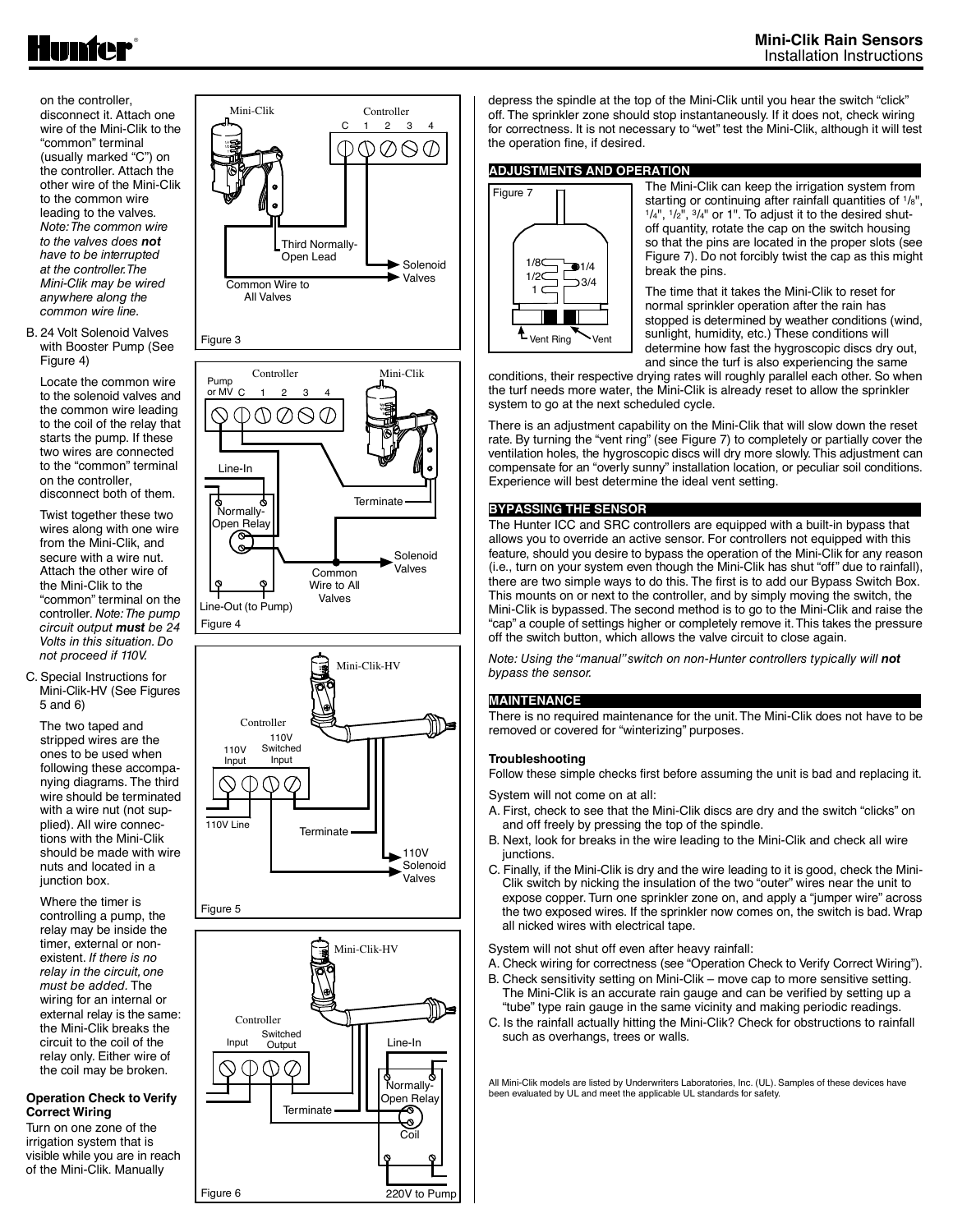on the controller, disconnect it. Attach one wire of the Mini-Clik to the "common" terminal (usually marked "C") on the controller. Attach the other wire of the Mini-Clik to the common wire leading to the valves. *Note: The common wire to the valves does **not** have to be interrupted at the controller. The Mini-Clik may be wired anywhere along the common wire line.*

B. 24 Volt Solenoid Valves with Booster Pump (See Figure 4)

Locate the common wire to the solenoid valves and the common wire leading to the coil of the relay that starts the pump. If these two wires are connected to the "common" terminal on the controller, disconnect both of them.

Twist together these two wires along with one wire from the Mini-Clik, and secure with a wire nut. Attach the other wire of the Mini-Clik to the "common" terminal on the controller. *Note: The pump circuit output **must** be 24 Volts in this situation. Do not proceed if 110V.*

C. Special Instructions for Mini-Clik-HV (See Figures 5 and 6)

The two taped and stripped wires are the ones to be used when following these accompanying diagrams. The third wire should be terminated with a wire nut (not supplied). All wire connections with the Mini-Clik should be made with wire nuts and located in a junction box.

Where the timer is controlling a pump, the relay may be inside the timer, external or non-existent. *If there is no relay in the circuit, one must be added*. The wiring for an internal or external relay is the same: the Mini-Clik breaks the circuit to the coil of the relay only. Either wire of the coil may be broken.

**Operation Check to Verify Correct Wiring**

Turn on one zone of the irrigation system that is visible while you are in reach of the Mini-Clik. Manually depress the spindle at the top of the Mini-Clik until you hear the switch "click" off. The sprinkler zone should stop instantaneously. If it does not, check wiring for correctness. It is not necessary to "wet" test the Mini-Clik, although it will test the operation fine, if desired.

Mini-Clik
Controller
C 1 2 3 4
Third Normally-Open Lead
Solenoid Valves
Common Wire to All Valves

Figure 3

Controller
Mini-Clik
Pump or MV C 1 2 3 4
Line-In
Normally-Open Relay
Terminate
Solenoid Valves
Common Wire to All Valves
Line-Out (to Pump)

Figure 4

Mini-Clik-HV
Controller
110V Input
110V Switched Input
110V Line
Terminate
110V Solenoid Valves

Figure 5

Mini-Clik-HV
Controller
Input
Switched Output
Line-In
Normally-Open Relay
Terminate
Coil
220V to Pump

Figure 6

## ADJUSTMENTS AND OPERATION

Figure 7
1/8
1/2
1
1/4
3/4
Vent Ring
Vent

The Mini-Clik can keep the irrigation system from starting or continuing after rainfall quantities of $^1/_8$", $^1/_4$", $^1/_2$", $^3/_4$" or 1". To adjust it to the desired shut-off quantity, rotate the cap on the switch housing so that the pins are located in the proper slots (see Figure 7). Do not forcibly twist the cap as this might break the pins.

The time that it takes the Mini-Clik to reset for normal sprinkler operation after the rain has stopped is determined by weather conditions (wind, sunlight, humidity, etc.) These conditions will determine how fast the hygroscopic discs dry out, and since the turf is also experiencing the same conditions, their respective drying rates will roughly parallel each other. So when the turf needs more water, the Mini-Clik is already reset to allow the sprinkler system to go at the next scheduled cycle.

There is an adjustment capability on the Mini-Clik that will slow down the reset rate. By turning the "vent ring" (see Figure 7) to completely or partially cover the ventilation holes, the hygroscopic discs will dry more slowly. This adjustment can compensate for an "overly sunny" installation location, or peculiar soil conditions. Experience will best determine the ideal vent setting.

## BYPASSING THE SENSOR

The Hunter ICC and SRC controllers are equipped with a built-in bypass that allows you to override an active sensor. For controllers not equipped with this feature, should you desire to bypass the operation of the Mini-Clik for any reason (i.e., turn on your system even though the Mini-Clik has shut "off" due to rainfall), there are two simple ways to do this. The first is to add our Bypass Switch Box. This mounts on or next to the controller, and by simply moving the switch, the Mini-Clik is bypassed. The second method is to go to the Mini-Clik and raise the "cap" a couple of settings higher or completely remove it. This takes the pressure off the switch button, which allows the valve circuit to close again.

*Note: Using the "manual" switch on non-Hunter controllers typically will **not** bypass the sensor.*

## MAINTENANCE

There is no required maintenance for the unit. The Mini-Clik does not have to be removed or covered for "winterizing" purposes.

### Troubleshooting

Follow these simple checks first before assuming the unit is bad and replacing it.

System will not come on at all:

A. First, check to see that the Mini-Clik discs are dry and the switch "clicks" on and off freely by pressing the top of the spindle.
B. Next, look for breaks in the wire leading to the Mini-Clik and check all wire junctions.
C. Finally, if the Mini-Clik is dry and the wire leading to it is good, check the Mini-Clik switch by nicking the insulation of the two "outer" wires near the unit to expose copper. Turn one sprinkler zone on, and apply a "jumper wire" across the two exposed wires. If the sprinkler now comes on, the switch is bad. Wrap all nicked wires with electrical tape.

System will not shut off even after heavy rainfall:

A. Check wiring for correctness (see "Operation Check to Verify Correct Wiring").
B. Check sensitivity setting on Mini-Clik – move cap to more sensitive setting. The Mini-Clik is an accurate rain gauge and can be verified by setting up a "tube" type rain gauge in the same vicinity and making periodic readings.
C. Is the rainfall actually hitting the Mini-Clik? Check for obstructions to rainfall such as overhangs, trees or walls.

All Mini-Clik models are listed by Underwriters Laboratories, Inc. (UL). Samples of these devices have been evaluated by UL and meet the applicable UL standards for safety.